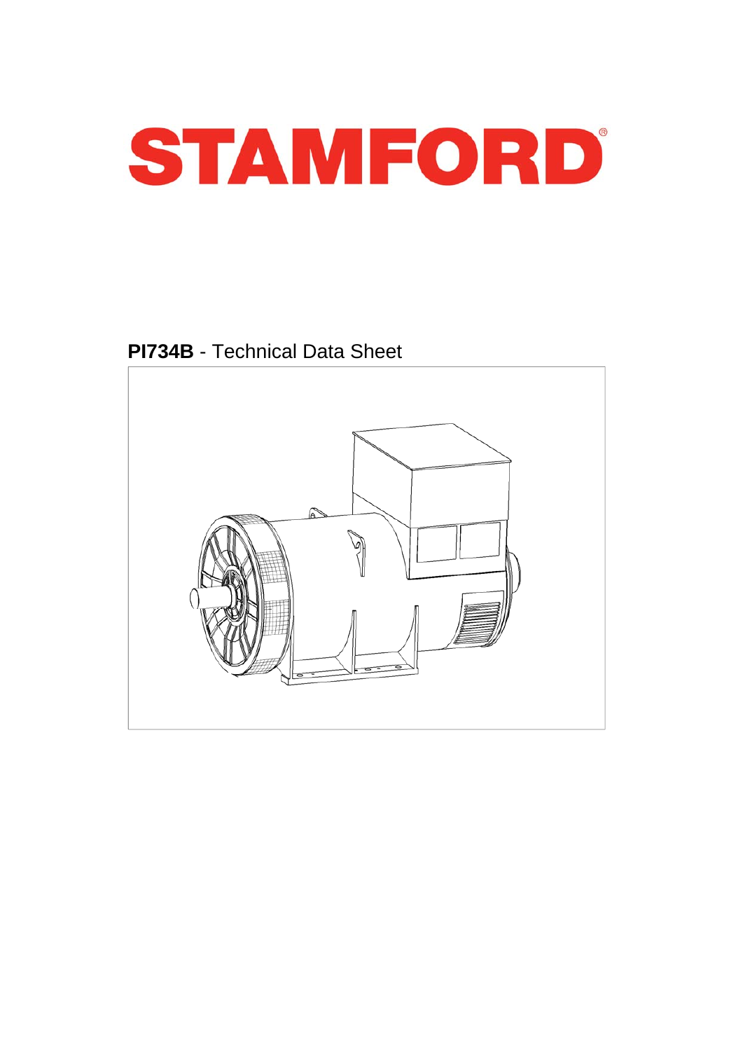# STAMFORD®

**PI734B** - Technical Data Sheet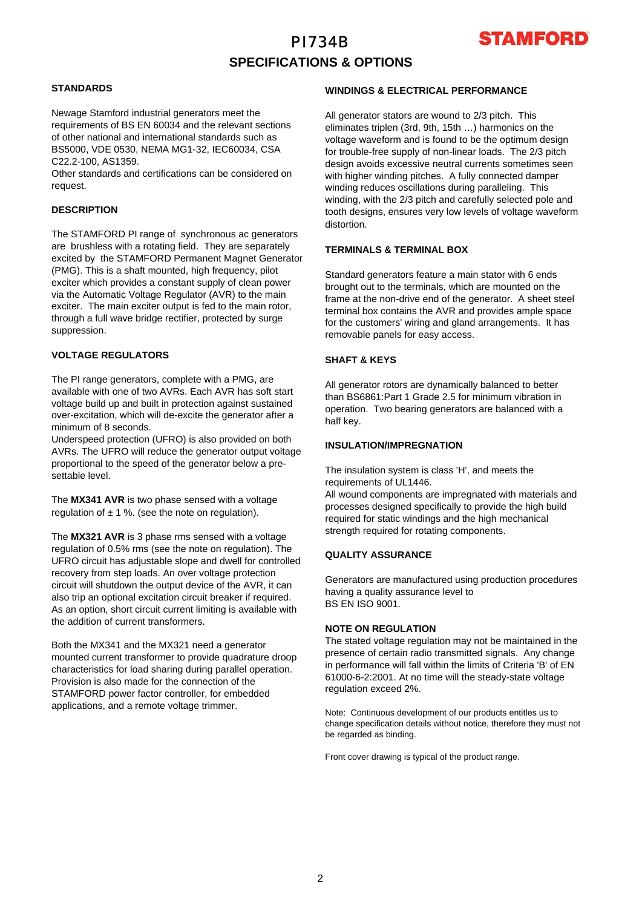# PI734B

## SPECIFICATIONS & OPTIONS

### STANDARDS

Newage Stamford industrial generators meet the requirements of BS EN 60034 and the relevant sections of other national and international standards such as BS5000, VDE 0530, NEMA MG1-32, IEC60034, CSA C22.2-100, AS1359.
Other standards and certifications can be considered on request.

### DESCRIPTION

The STAMFORD PI range of synchronous ac generators are brushless with a rotating field. They are separately excited by the STAMFORD Permanent Magnet Generator (PMG). This is a shaft mounted, high frequency, pilot exciter which provides a constant supply of clean power via the Automatic Voltage Regulator (AVR) to the main exciter. The main exciter output is fed to the main rotor, through a full wave bridge rectifier, protected by surge suppression.

### VOLTAGE REGULATORS

The PI range generators, complete with a PMG, are available with one of two AVRs. Each AVR has soft start voltage build up and built in protection against sustained over-excitation, which will de-excite the generator after a minimum of 8 seconds.
Underspeed protection (UFRO) is also provided on both AVRs. The UFRO will reduce the generator output voltage proportional to the speed of the generator below a pre-settable level.

The **MX341 AVR** is two phase sensed with a voltage regulation of ± 1 %. (see the note on regulation).

The **MX321 AVR** is 3 phase rms sensed with a voltage regulation of 0.5% rms (see the note on regulation). The UFRO circuit has adjustable slope and dwell for controlled recovery from step loads. An over voltage protection circuit will shutdown the output device of the AVR, it can also trip an optional excitation circuit breaker if required. As an option, short circuit current limiting is available with the addition of current transformers.

Both the MX341 and the MX321 need a generator mounted current transformer to provide quadrature droop characteristics for load sharing during parallel operation. Provision is also made for the connection of the STAMFORD power factor controller, for embedded applications, and a remote voltage trimmer.

### WINDINGS & ELECTRICAL PERFORMANCE

All generator stators are wound to 2/3 pitch. This eliminates triplen (3rd, 9th, 15th …) harmonics on the voltage waveform and is found to be the optimum design for trouble-free supply of non-linear loads. The 2/3 pitch design avoids excessive neutral currents sometimes seen with higher winding pitches. A fully connected damper winding reduces oscillations during paralleling. This winding, with the 2/3 pitch and carefully selected pole and tooth designs, ensures very low levels of voltage waveform distortion.

### TERMINALS & TERMINAL BOX

Standard generators feature a main stator with 6 ends brought out to the terminals, which are mounted on the frame at the non-drive end of the generator. A sheet steel terminal box contains the AVR and provides ample space for the customers' wiring and gland arrangements. It has removable panels for easy access.

### SHAFT & KEYS

All generator rotors are dynamically balanced to better than BS6861:Part 1 Grade 2.5 for minimum vibration in operation. Two bearing generators are balanced with a half key.

### INSULATION/IMPREGNATION

The insulation system is class 'H', and meets the requirements of UL1446.
All wound components are impregnated with materials and processes designed specifically to provide the high build required for static windings and the high mechanical strength required for rotating components.

### QUALITY ASSURANCE

Generators are manufactured using production procedures having a quality assurance level to BS EN ISO 9001.

### NOTE ON REGULATION

The stated voltage regulation may not be maintained in the presence of certain radio transmitted signals. Any change in performance will fall within the limits of Criteria 'B' of EN 61000-6-2:2001. At no time will the steady-state voltage regulation exceed 2%.

Note: Continuous development of our products entitles us to change specification details without notice, therefore they must not be regarded as binding.

Front cover drawing is typical of the product range.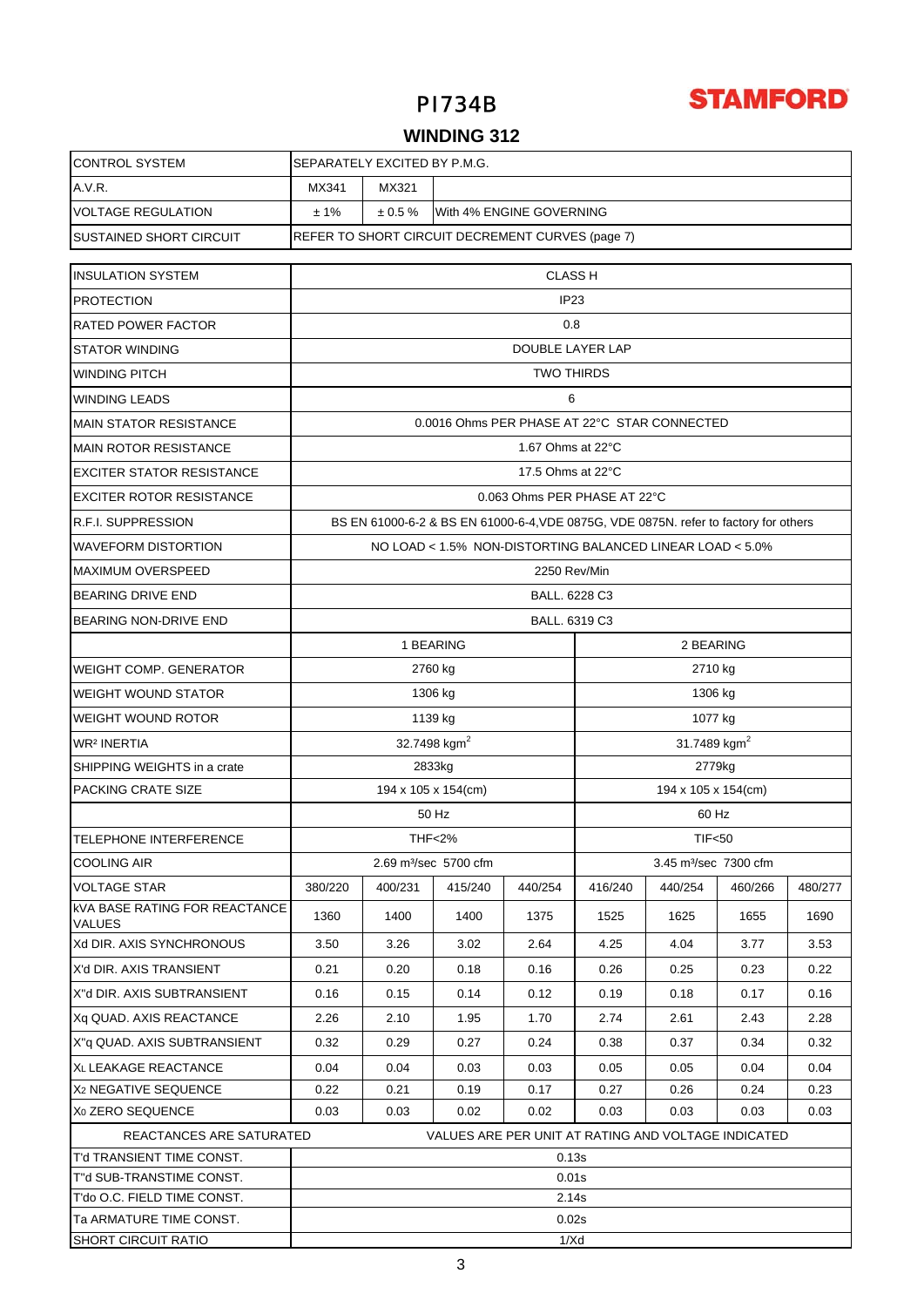# PI734B

STAMFORD

## WINDING 312

| | | | |
|---|---|---|---|
| CONTROL SYSTEM | SEPARATELY EXCITED BY P.M.G. | | |
| A.V.R. | MX341 | MX321 | |
| VOLTAGE REGULATION | ± 1% | ± 0.5 % | With 4% ENGINE GOVERNING |
| SUSTAINED SHORT CIRCUIT | REFER TO SHORT CIRCUIT DECREMENT CURVES (page 7) | | |

| | | | | | | | | |
|---|---|---|---|---|---|---|---|---|
| INSULATION SYSTEM | CLASS H | | | | | | | |
| PROTECTION | IP23 | | | | | | | |
| RATED POWER FACTOR | 0.8 | | | | | | | |
| STATOR WINDING | DOUBLE LAYER LAP | | | | | | | |
| WINDING PITCH | TWO THIRDS | | | | | | | |
| WINDING LEADS | 6 | | | | | | | |
| MAIN STATOR RESISTANCE | 0.0016 Ohms PER PHASE AT 22°C STAR CONNECTED | | | | | | | |
| MAIN ROTOR RESISTANCE | 1.67 Ohms at 22°C | | | | | | | |
| EXCITER STATOR RESISTANCE | 17.5 Ohms at 22°C | | | | | | | |
| EXCITER ROTOR RESISTANCE | 0.063 Ohms PER PHASE AT 22°C | | | | | | | |
| R.F.I. SUPPRESSION | BS EN 61000-6-2 & BS EN 61000-6-4,VDE 0875G, VDE 0875N. refer to factory for others | | | | | | | |
| WAVEFORM DISTORTION | NO LOAD < 1.5% NON-DISTORTING BALANCED LINEAR LOAD < 5.0% | | | | | | | |
| MAXIMUM OVERSPEED | 2250 Rev/Min | | | | | | | |
| BEARING DRIVE END | BALL. 6228 C3 | | | | | | | |
| BEARING NON-DRIVE END | BALL. 6319 C3 | | | | | | | |
| | 1 BEARING | | | | 2 BEARING | | | |
| WEIGHT COMP. GENERATOR | 2760 kg | | | | 2710 kg | | | |
| WEIGHT WOUND STATOR | 1306 kg | | | | 1306 kg | | | |
| WEIGHT WOUND ROTOR | 1139 kg | | | | 1077 kg | | | |
| WR² INERTIA | 32.7498 kgm² | | | | 31.7489 kgm² | | | |
| SHIPPING WEIGHTS in a crate | 2833kg | | | | 2779kg | | | |
| PACKING CRATE SIZE | 194 x 105 x 154(cm) | | | | 194 x 105 x 154(cm) | | | |
| | 50 Hz | | | | 60 Hz | | | |
| TELEPHONE INTERFERENCE | THF<2% | | | | TIF<50 | | | |
| COOLING AIR | 2.69 m³/sec 5700 cfm | | | | 3.45 m³/sec 7300 cfm | | | |
| VOLTAGE STAR | 380/220 | 400/231 | 415/240 | 440/254 | 416/240 | 440/254 | 460/266 | 480/277 |
| kVA BASE RATING FOR REACTANCE VALUES | 1360 | 1400 | 1400 | 1375 | 1525 | 1625 | 1655 | 1690 |
| Xd DIR. AXIS SYNCHRONOUS | 3.50 | 3.26 | 3.02 | 2.64 | 4.25 | 4.04 | 3.77 | 3.53 |
| X'd DIR. AXIS TRANSIENT | 0.21 | 0.20 | 0.18 | 0.16 | 0.26 | 0.25 | 0.23 | 0.22 |
| X"d DIR. AXIS SUBTRANSIENT | 0.16 | 0.15 | 0.14 | 0.12 | 0.19 | 0.18 | 0.17 | 0.16 |
| Xq QUAD. AXIS REACTANCE | 2.26 | 2.10 | 1.95 | 1.70 | 2.74 | 2.61 | 2.43 | 2.28 |
| X"q QUAD. AXIS SUBTRANSIENT | 0.32 | 0.29 | 0.27 | 0.24 | 0.38 | 0.37 | 0.34 | 0.32 |
| XL LEAKAGE REACTANCE | 0.04 | 0.04 | 0.03 | 0.03 | 0.05 | 0.05 | 0.04 | 0.04 |
| X2 NEGATIVE SEQUENCE | 0.22 | 0.21 | 0.19 | 0.17 | 0.27 | 0.26 | 0.24 | 0.23 |
| X0 ZERO SEQUENCE | 0.03 | 0.03 | 0.02 | 0.02 | 0.03 | 0.03 | 0.03 | 0.03 |
| REACTANCES ARE SATURATED | VALUES ARE PER UNIT AT RATING AND VOLTAGE INDICATED | | | | | | | |
| T'd TRANSIENT TIME CONST. | 0.13s | | | | | | | |
| T"d SUB-TRANSTIME CONST. | 0.01s | | | | | | | |
| T'do O.C. FIELD TIME CONST. | 2.14s | | | | | | | |
| Ta ARMATURE TIME CONST. | 0.02s | | | | | | | |
| SHORT CIRCUIT RATIO | 1/Xd | | | | | | | |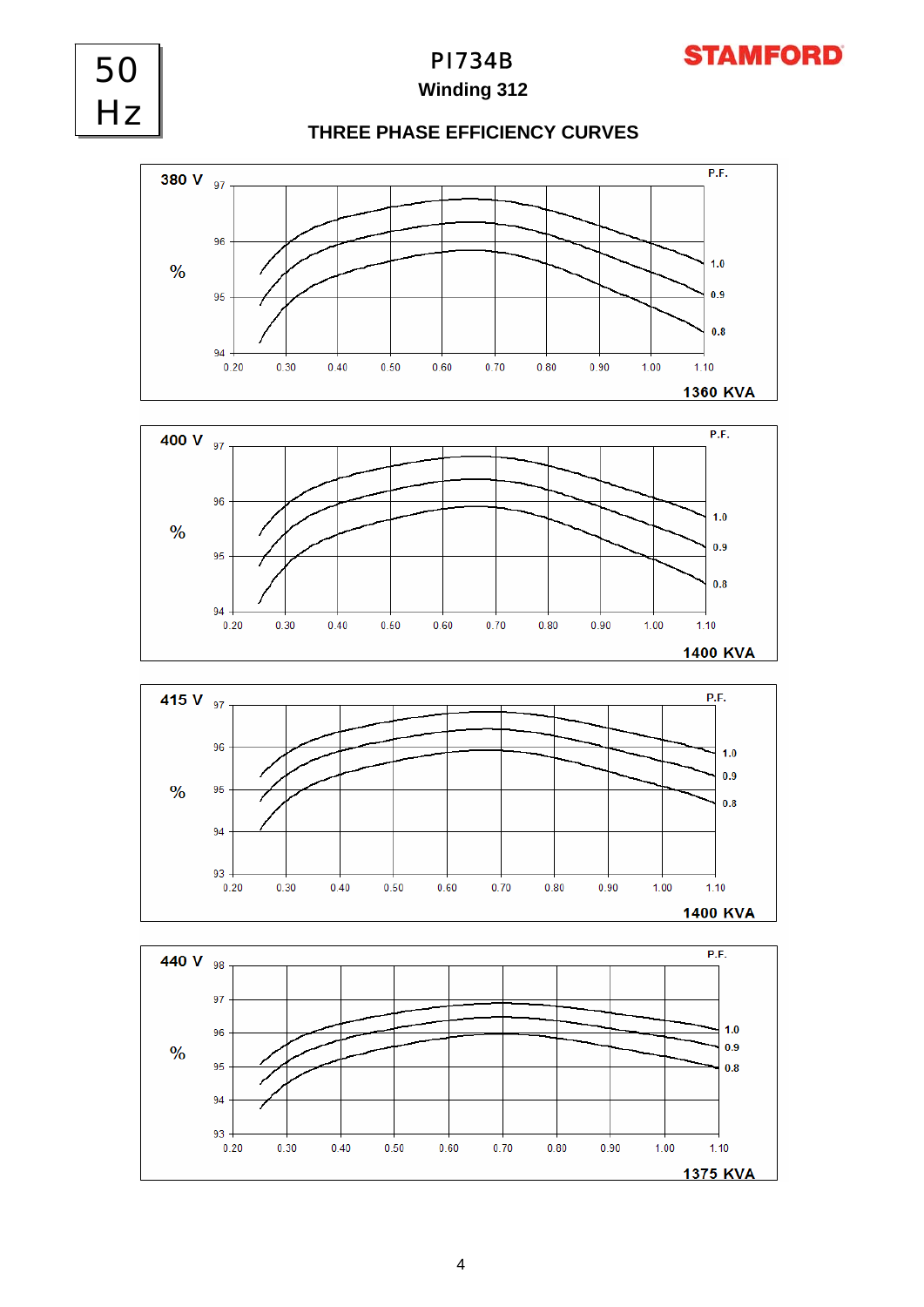50 Hz

# PI734B

## Winding 312

### THREE PHASE EFFICIENCY CURVES

**380 V**

% (94–97) vs P.F. (0.20–1.10); curves: 1.0, 0.9, 0.8

**1360 KVA**

**400 V**

% (94–97) vs P.F. (0.20–1.10); curves: 1.0, 0.9, 0.8

**1400 KVA**

**415 V**

% (93–97) vs P.F. (0.20–1.10); curves: 1.0, 0.9, 0.8

**1400 KVA**

**440 V**

% (93–98) vs P.F. (0.20–1.10); curves: 1.0, 0.9, 0.8

**1375 KVA**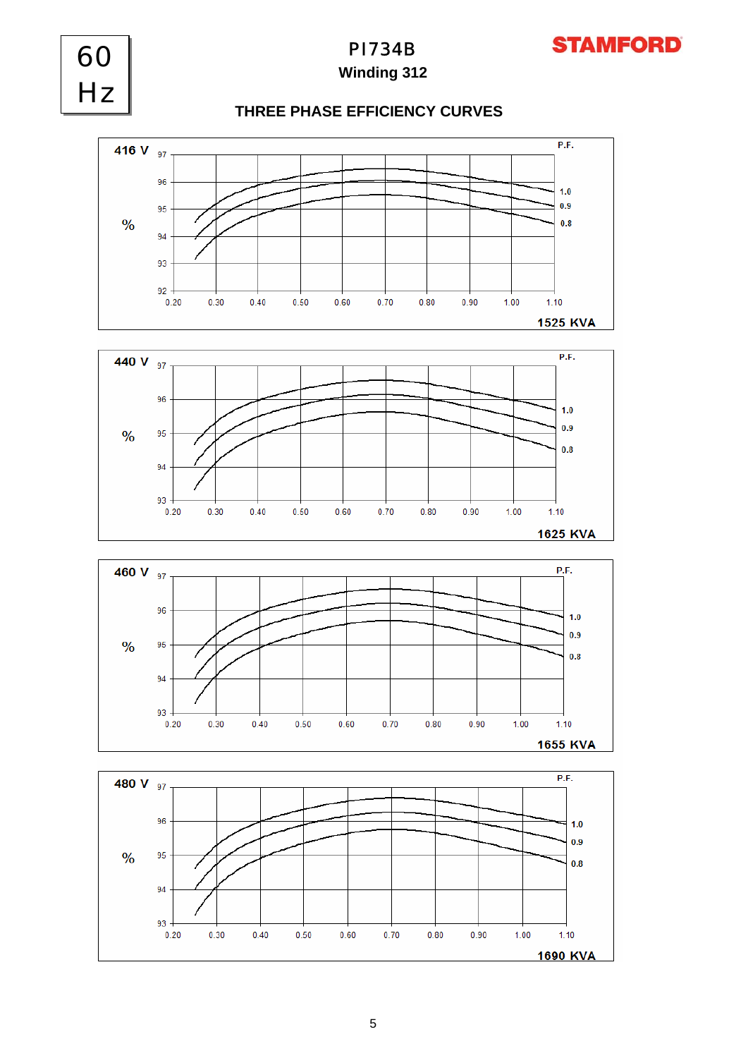60 Hz

# PI734B

**Winding 312**

## THREE PHASE EFFICIENCY CURVES

**416 V**

% (y-axis: 92 – 97)

P.F.: 1.0, 0.9, 0.8

x-axis: 0.20, 0.30, 0.40, 0.50, 0.60, 0.70, 0.80, 0.90, 1.00, 1.10

**1525 KVA**

**440 V**

% (y-axis: 93 – 97)

P.F.: 1.0, 0.9, 0.8

x-axis: 0.20, 0.30, 0.40, 0.50, 0.60, 0.70, 0.80, 0.90, 1.00, 1.10

**1625 KVA**

**460 V**

% (y-axis: 93 – 97)

P.F.: 1.0, 0.9, 0.8

x-axis: 0.20, 0.30, 0.40, 0.50, 0.60, 0.70, 0.80, 0.90, 1.00, 1.10

**1655 KVA**

**480 V**

% (y-axis: 93 – 97)

P.F.: 1.0, 0.9, 0.8

x-axis: 0.20, 0.30, 0.40, 0.50, 0.60, 0.70, 0.80, 0.90, 1.00, 1.10

**1690 KVA**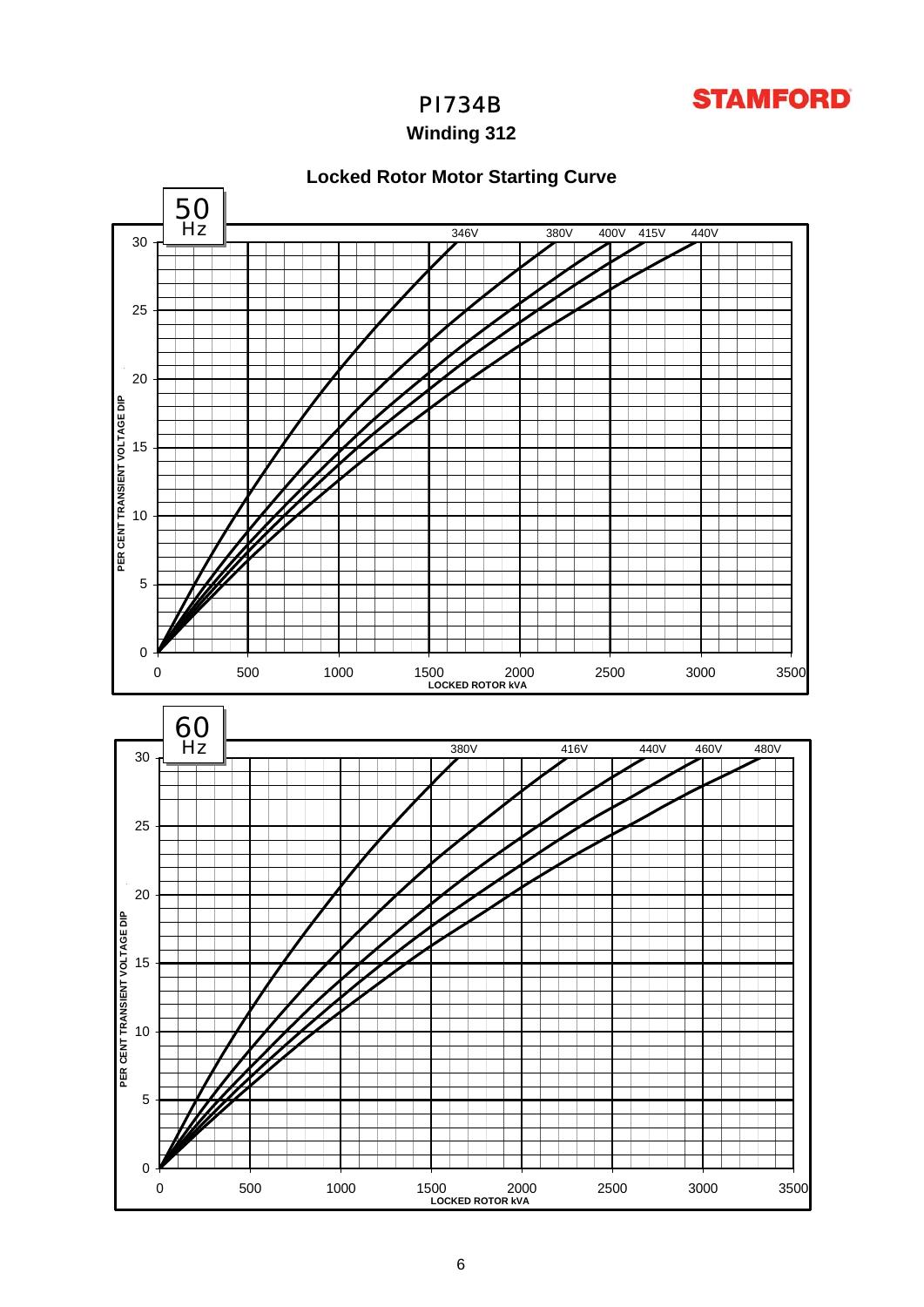# PI734B

**STAMFORD**

## Winding 312

### Locked Rotor Motor Starting Curve

**50 Hz**

PER CENT TRANSIENT VOLTAGE DIP (0–30) vs LOCKED ROTOR kVA (0–3500)

Curves: 346V, 380V, 400V, 415V, 440V

**60 Hz**

PER CENT TRANSIENT VOLTAGE DIP (0–30) vs LOCKED ROTOR kVA (0–3500)

Curves: 380V, 416V, 440V, 460V, 480V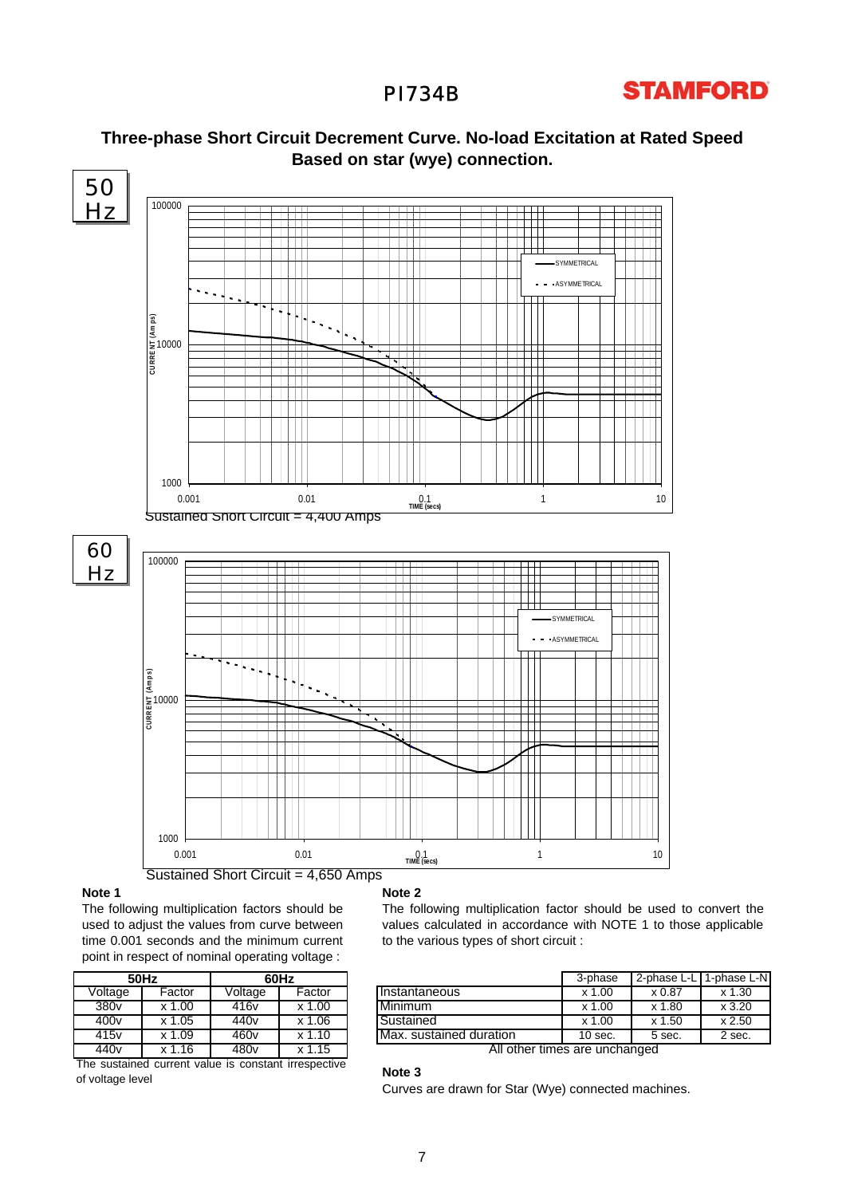# Three-phase Short Circuit Decrement Curve. No-load Excitation at Rated Speed Based on star (wye) connection.

50 Hz

SYMMETRICAL
ASYMMETRICAL

CURRENT (Amps)

TIME (secs)

Sustained Short Circuit = 4,400 Amps

60 Hz

SYMMETRICAL
ASYMMETRICAL

CURRENT (Amps)

TIME (secs)

Sustained Short Circuit = 4,650 Amps

**Note 1**

The following multiplication factors should be used to adjust the values from curve between time 0.001 seconds and the minimum current point in respect of nominal operating voltage :

| 50Hz | | 60Hz | |
|---|---|---|---|
| Voltage | Factor | Voltage | Factor |
| 380v | x 1.00 | 416v | x 1.00 |
| 400v | x 1.05 | 440v | x 1.06 |
| 415v | x 1.09 | 460v | x 1.10 |
| 440v | x 1.16 | 480v | x 1.15 |

The sustained current value is constant irrespective of voltage level

**Note 2**

The following multiplication factor should be used to convert the values calculated in accordance with NOTE 1 to those applicable to the various types of short circuit :

| | 3-phase | 2-phase L-L | 1-phase L-N |
|---|---|---|---|
| Instantaneous | x 1.00 | x 0.87 | x 1.30 |
| Minimum | x 1.00 | x 1.80 | x 3.20 |
| Sustained | x 1.00 | x 1.50 | x 2.50 |
| Max. sustained duration | 10 sec. | 5 sec. | 2 sec. |

All other times are unchanged

**Note 3**

Curves are drawn for Star (Wye) connected machines.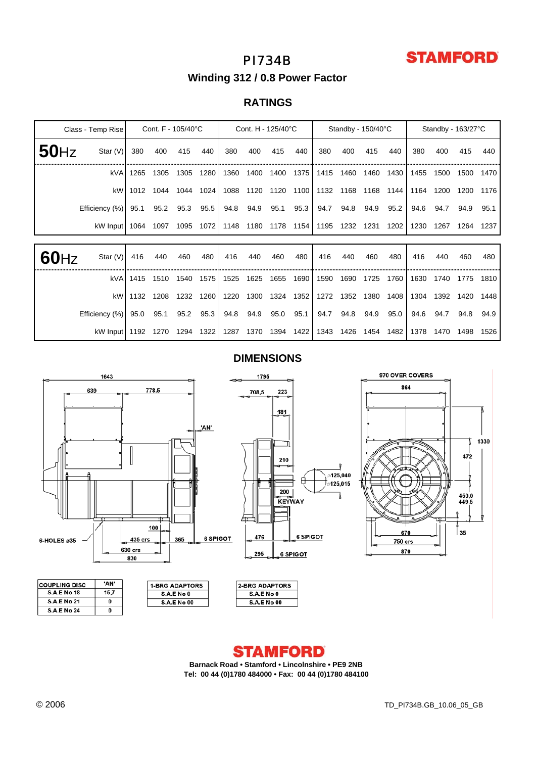# PI734B

STAMFORD

## Winding 312 / 0.8 Power Factor

## RATINGS

| Class - Temp Rise | Cont. F - 105/40°C | | | | Cont. H - 125/40°C | | | | Standby - 150/40°C | | | | Standby - 163/27°C | | | |
|---|---|---|---|---|---|---|---|---|---|---|---|---|---|---|---|---|
| **50Hz** Star (V) | 380 | 400 | 415 | 440 | 380 | 400 | 415 | 440 | 380 | 400 | 415 | 440 | 380 | 400 | 415 | 440 |
| kVA | 1265 | 1305 | 1305 | 1280 | 1360 | 1400 | 1400 | 1375 | 1415 | 1460 | 1460 | 1430 | 1455 | 1500 | 1500 | 1470 |
| kW | 1012 | 1044 | 1044 | 1024 | 1088 | 1120 | 1120 | 1100 | 1132 | 1168 | 1168 | 1144 | 1164 | 1200 | 1200 | 1176 |
| Efficiency (%) | 95.1 | 95.2 | 95.3 | 95.5 | 94.8 | 94.9 | 95.1 | 95.3 | 94.7 | 94.8 | 94.9 | 95.2 | 94.6 | 94.7 | 94.9 | 95.1 |
| kW Input | 1064 | 1097 | 1095 | 1072 | 1148 | 1180 | 1178 | 1154 | 1195 | 1232 | 1231 | 1202 | 1230 | 1267 | 1264 | 1237 |

| **60Hz** Star (V) | 416 | 440 | 460 | 480 | 416 | 440 | 460 | 480 | 416 | 440 | 460 | 480 | 416 | 440 | 460 | 480 |
|---|---|---|---|---|---|---|---|---|---|---|---|---|---|---|---|---|
| kVA | 1415 | 1510 | 1540 | 1575 | 1525 | 1625 | 1655 | 1690 | 1590 | 1690 | 1725 | 1760 | 1630 | 1740 | 1775 | 1810 |
| kW | 1132 | 1208 | 1232 | 1260 | 1220 | 1300 | 1324 | 1352 | 1272 | 1352 | 1380 | 1408 | 1304 | 1392 | 1420 | 1448 |
| Efficiency (%) | 95.0 | 95.1 | 95.2 | 95.3 | 94.8 | 94.9 | 95.0 | 95.1 | 94.7 | 94.8 | 94.9 | 95.0 | 94.6 | 94.7 | 94.8 | 94.9 |
| kW Input | 1192 | 1270 | 1294 | 1322 | 1287 | 1370 | 1394 | 1422 | 1343 | 1426 | 1454 | 1482 | 1378 | 1470 | 1498 | 1526 |

## DIMENSIONS

1643
639
778.5
'AN'
100
435 crs
365
6 SPIGOT
6-HOLES ø35
630 crs
830

1795
708,5
223
181
210
200
KEYWAY
ø125,040
ø125,015
476
6 SPIGOT
295
6 SPIGOT

970 OVER COVERS
864
1330
472
450,0
449,5
670
750 crs
870
35

| COUPLING DISC | 'AN' |
|---|---|
| S.A.E No 18 | 15,7 |
| S.A.E No 21 | 0 |
| S.A.E No 24 | 0 |

| 1-BRG ADAPTORS |
|---|
| S.A.E No 0 |
| S.A.E No 00 |

| 2-BRG ADAPTORS |
|---|
| S.A.E No 0 |
| S.A.E No 00 |

STAMFORD

**Barnack Road • Stamford • Lincolnshire • PE9 2NB**
**Tel: 00 44 (0)1780 484000 • Fax: 00 44 (0)1780 484100**

© 2006

TD_PI734B.GB_10.06_05_GB